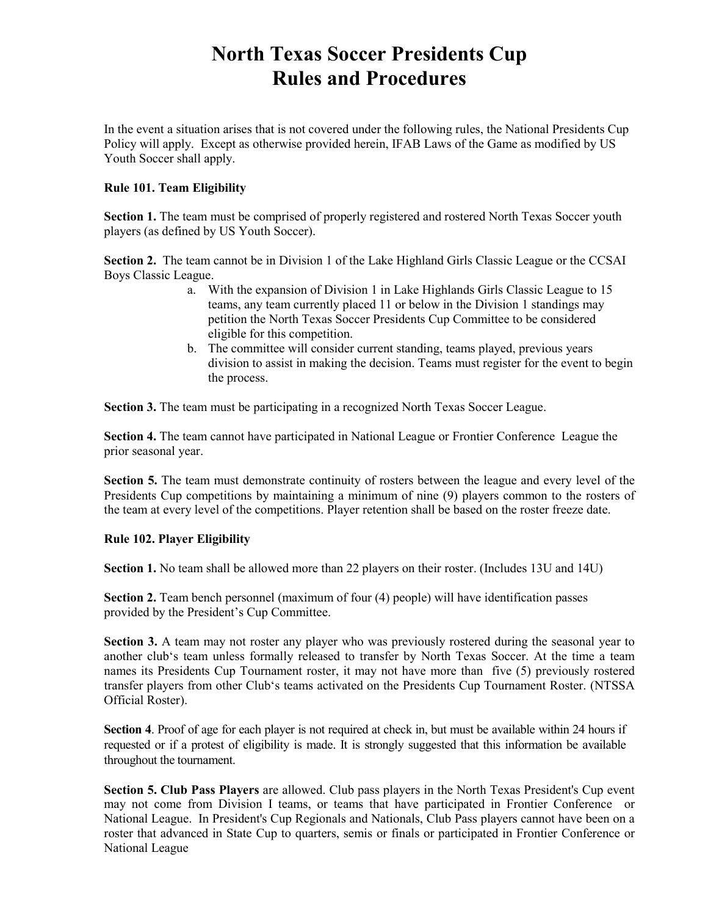# North Texas Soccer Presidents Cup
# Rules and Procedures

In the event a situation arises that is not covered under the following rules, the National Presidents Cup Policy will apply. Except as otherwise provided herein, IFAB Laws of the Game as modified by US Youth Soccer shall apply.

### Rule 101. Team Eligibility

**Section 1.** The team must be comprised of properly registered and rostered North Texas Soccer youth players (as defined by US Youth Soccer).

**Section 2.** The team cannot be in Division 1 of the Lake Highland Girls Classic League or the CCSAI Boys Classic League.

a. With the expansion of Division 1 in Lake Highlands Girls Classic League to 15 teams, any team currently placed 11 or below in the Division 1 standings may petition the North Texas Soccer Presidents Cup Committee to be considered eligible for this competition.
b. The committee will consider current standing, teams played, previous years division to assist in making the decision. Teams must register for the event to begin the process.

**Section 3.** The team must be participating in a recognized North Texas Soccer League.

**Section 4.** The team cannot have participated in National League or Frontier Conference League the prior seasonal year.

**Section 5.** The team must demonstrate continuity of rosters between the league and every level of the Presidents Cup competitions by maintaining a minimum of nine (9) players common to the rosters of the team at every level of the competitions. Player retention shall be based on the roster freeze date.

### Rule 102. Player Eligibility

**Section 1.** No team shall be allowed more than 22 players on their roster. (Includes 13U and 14U)

**Section 2.** Team bench personnel (maximum of four (4) people) will have identification passes provided by the President's Cup Committee.

**Section 3.** A team may not roster any player who was previously rostered during the seasonal year to another club's team unless formally released to transfer by North Texas Soccer. At the time a team names its Presidents Cup Tournament roster, it may not have more than five (5) previously rostered transfer players from other Club's teams activated on the Presidents Cup Tournament Roster. (NTSSA Official Roster).

**Section 4**. Proof of age for each player is not required at check in, but must be available within 24 hours if requested or if a protest of eligibility is made. It is strongly suggested that this information be available throughout the tournament.

**Section 5. Club Pass Players** are allowed. Club pass players in the North Texas President's Cup event may not come from Division I teams, or teams that have participated in Frontier Conference or National League. In President's Cup Regionals and Nationals, Club Pass players cannot have been on a roster that advanced in State Cup to quarters, semis or finals or participated in Frontier Conference or National League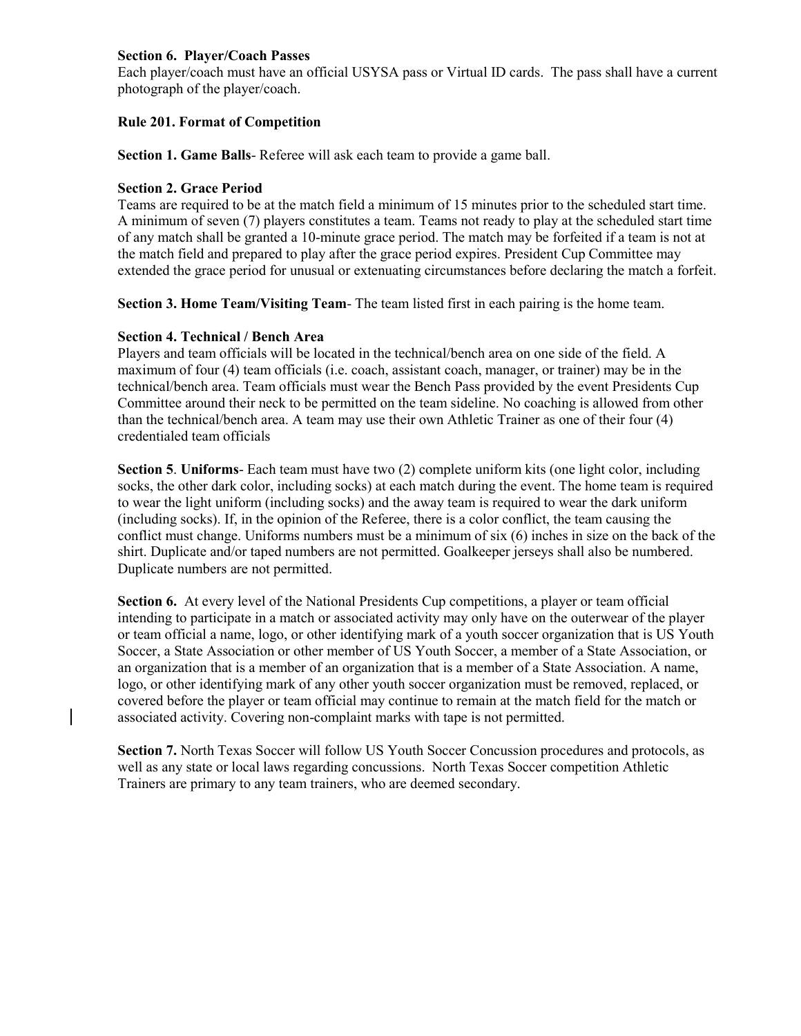**Section 6. Player/Coach Passes**
Each player/coach must have an official USYSA pass or Virtual ID cards. The pass shall have a current photograph of the player/coach.

**Rule 201. Format of Competition**

**Section 1. Game Balls**- Referee will ask each team to provide a game ball.

**Section 2. Grace Period**
Teams are required to be at the match field a minimum of 15 minutes prior to the scheduled start time. A minimum of seven (7) players constitutes a team. Teams not ready to play at the scheduled start time of any match shall be granted a 10-minute grace period. The match may be forfeited if a team is not at the match field and prepared to play after the grace period expires. President Cup Committee may extended the grace period for unusual or extenuating circumstances before declaring the match a forfeit.

**Section 3. Home Team/Visiting Team**- The team listed first in each pairing is the home team.

**Section 4. Technical / Bench Area**
Players and team officials will be located in the technical/bench area on one side of the field. A maximum of four (4) team officials (i.e. coach, assistant coach, manager, or trainer) may be in the technical/bench area. Team officials must wear the Bench Pass provided by the event Presidents Cup Committee around their neck to be permitted on the team sideline. No coaching is allowed from other than the technical/bench area. A team may use their own Athletic Trainer as one of their four (4) credentialed team officials

**Section 5**. **Uniforms**- Each team must have two (2) complete uniform kits (one light color, including socks, the other dark color, including socks) at each match during the event. The home team is required to wear the light uniform (including socks) and the away team is required to wear the dark uniform (including socks). If, in the opinion of the Referee, there is a color conflict, the team causing the conflict must change. Uniforms numbers must be a minimum of six (6) inches in size on the back of the shirt. Duplicate and/or taped numbers are not permitted. Goalkeeper jerseys shall also be numbered. Duplicate numbers are not permitted.

**Section 6.** At every level of the National Presidents Cup competitions, a player or team official intending to participate in a match or associated activity may only have on the outerwear of the player or team official a name, logo, or other identifying mark of a youth soccer organization that is US Youth Soccer, a State Association or other member of US Youth Soccer, a member of a State Association, or an organization that is a member of an organization that is a member of a State Association. A name, logo, or other identifying mark of any other youth soccer organization must be removed, replaced, or covered before the player or team official may continue to remain at the match field for the match or associated activity. Covering non-complaint marks with tape is not permitted.

**Section 7.** North Texas Soccer will follow US Youth Soccer Concussion procedures and protocols, as well as any state or local laws regarding concussions. North Texas Soccer competition Athletic Trainers are primary to any team trainers, who are deemed secondary.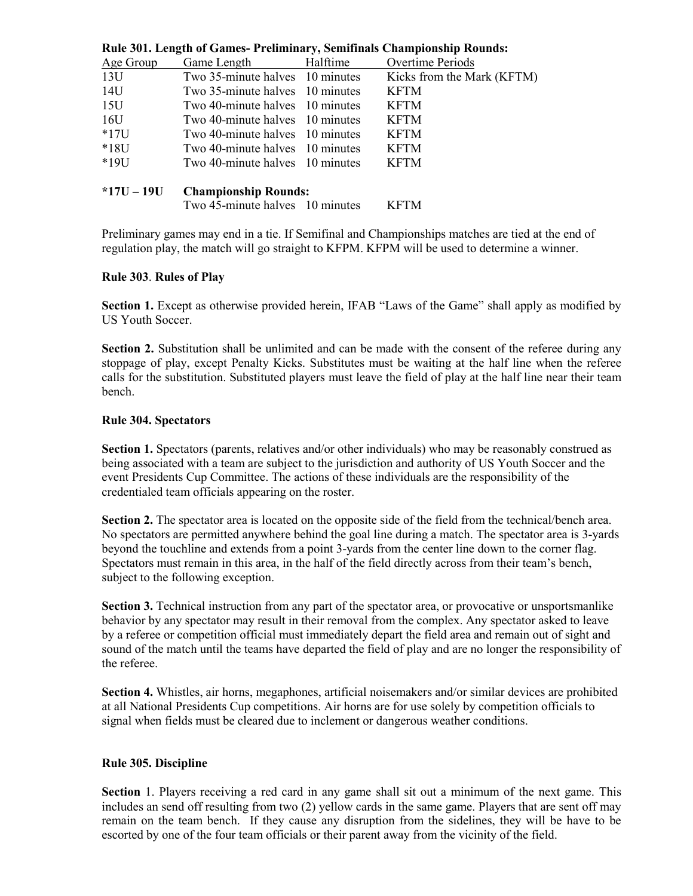**Rule 301. Length of Games- Preliminary, Semifinals Championship Rounds:**

| Age Group | Game Length | Halftime | Overtime Periods |
|---|---|---|---|
| 13U | Two 35-minute halves | 10 minutes | Kicks from the Mark (KFTM) |
| 14U | Two 35-minute halves | 10 minutes | KFTM |
| 15U | Two 40-minute halves | 10 minutes | KFTM |
| 16U | Two 40-minute halves | 10 minutes | KFTM |
| *17U | Two 40-minute halves | 10 minutes | KFTM |
| *18U | Two 40-minute halves | 10 minutes | KFTM |
| *19U | Two 40-minute halves | 10 minutes | KFTM |
| **\*17U – 19U** | **Championship Rounds:** | | |
| | Two 45-minute halves | 10 minutes | KFTM |

Preliminary games may end in a tie. If Semifinal and Championships matches are tied at the end of regulation play, the match will go straight to KFPM. KFPM will be used to determine a winner.

**Rule 303**. **Rules of Play**

**Section 1.** Except as otherwise provided herein, IFAB "Laws of the Game" shall apply as modified by US Youth Soccer.

**Section 2.** Substitution shall be unlimited and can be made with the consent of the referee during any stoppage of play, except Penalty Kicks. Substitutes must be waiting at the half line when the referee calls for the substitution. Substituted players must leave the field of play at the half line near their team bench.

**Rule 304. Spectators**

**Section 1.** Spectators (parents, relatives and/or other individuals) who may be reasonably construed as being associated with a team are subject to the jurisdiction and authority of US Youth Soccer and the event Presidents Cup Committee. The actions of these individuals are the responsibility of the credentialed team officials appearing on the roster.

**Section 2.** The spectator area is located on the opposite side of the field from the technical/bench area. No spectators are permitted anywhere behind the goal line during a match. The spectator area is 3-yards beyond the touchline and extends from a point 3-yards from the center line down to the corner flag. Spectators must remain in this area, in the half of the field directly across from their team's bench, subject to the following exception.

**Section 3.** Technical instruction from any part of the spectator area, or provocative or unsportsmanlike behavior by any spectator may result in their removal from the complex. Any spectator asked to leave by a referee or competition official must immediately depart the field area and remain out of sight and sound of the match until the teams have departed the field of play and are no longer the responsibility of the referee.

**Section 4.** Whistles, air horns, megaphones, artificial noisemakers and/or similar devices are prohibited at all National Presidents Cup competitions. Air horns are for use solely by competition officials to signal when fields must be cleared due to inclement or dangerous weather conditions.

**Rule 305. Discipline**

**Section** 1. Players receiving a red card in any game shall sit out a minimum of the next game. This includes an send off resulting from two (2) yellow cards in the same game. Players that are sent off may remain on the team bench. If they cause any disruption from the sidelines, they will be have to be escorted by one of the four team officials or their parent away from the vicinity of the field.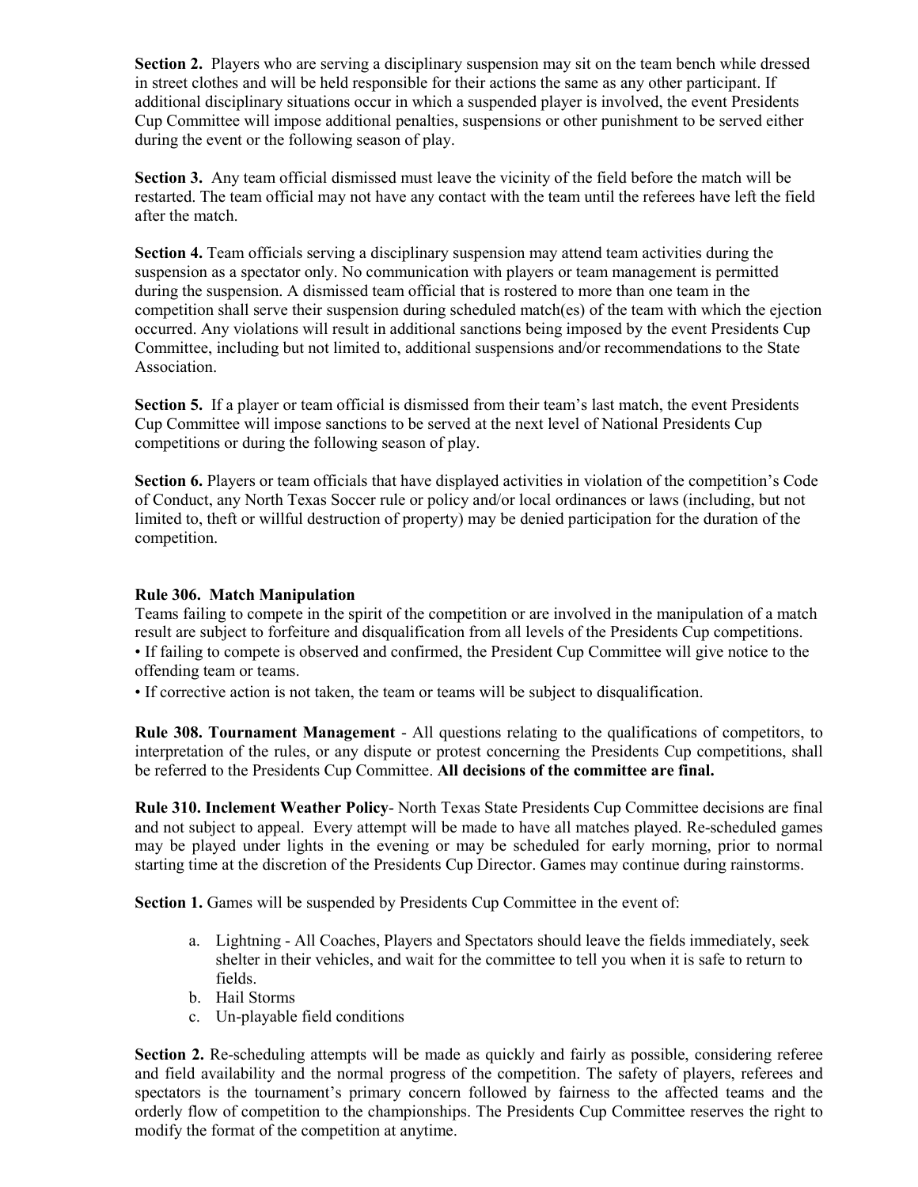**Section 2.** Players who are serving a disciplinary suspension may sit on the team bench while dressed in street clothes and will be held responsible for their actions the same as any other participant. If additional disciplinary situations occur in which a suspended player is involved, the event Presidents Cup Committee will impose additional penalties, suspensions or other punishment to be served either during the event or the following season of play.

**Section 3.** Any team official dismissed must leave the vicinity of the field before the match will be restarted. The team official may not have any contact with the team until the referees have left the field after the match.

**Section 4.** Team officials serving a disciplinary suspension may attend team activities during the suspension as a spectator only. No communication with players or team management is permitted during the suspension. A dismissed team official that is rostered to more than one team in the competition shall serve their suspension during scheduled match(es) of the team with which the ejection occurred. Any violations will result in additional sanctions being imposed by the event Presidents Cup Committee, including but not limited to, additional suspensions and/or recommendations to the State Association.

**Section 5.** If a player or team official is dismissed from their team's last match, the event Presidents Cup Committee will impose sanctions to be served at the next level of National Presidents Cup competitions or during the following season of play.

**Section 6.** Players or team officials that have displayed activities in violation of the competition's Code of Conduct, any North Texas Soccer rule or policy and/or local ordinances or laws (including, but not limited to, theft or willful destruction of property) may be denied participation for the duration of the competition.

**Rule 306. Match Manipulation**

Teams failing to compete in the spirit of the competition or are involved in the manipulation of a match result are subject to forfeiture and disqualification from all levels of the Presidents Cup competitions.

- If failing to compete is observed and confirmed, the President Cup Committee will give notice to the offending team or teams.
- If corrective action is not taken, the team or teams will be subject to disqualification.

**Rule 308. Tournament Management** - All questions relating to the qualifications of competitors, to interpretation of the rules, or any dispute or protest concerning the Presidents Cup competitions, shall be referred to the Presidents Cup Committee. **All decisions of the committee are final.**

**Rule 310. Inclement Weather Policy**- North Texas State Presidents Cup Committee decisions are final and not subject to appeal. Every attempt will be made to have all matches played. Re-scheduled games may be played under lights in the evening or may be scheduled for early morning, prior to normal starting time at the discretion of the Presidents Cup Director. Games may continue during rainstorms.

**Section 1.** Games will be suspended by Presidents Cup Committee in the event of:

a. Lightning - All Coaches, Players and Spectators should leave the fields immediately, seek shelter in their vehicles, and wait for the committee to tell you when it is safe to return to fields.
b. Hail Storms
c. Un-playable field conditions

**Section 2.** Re-scheduling attempts will be made as quickly and fairly as possible, considering referee and field availability and the normal progress of the competition. The safety of players, referees and spectators is the tournament's primary concern followed by fairness to the affected teams and the orderly flow of competition to the championships. The Presidents Cup Committee reserves the right to modify the format of the competition at anytime.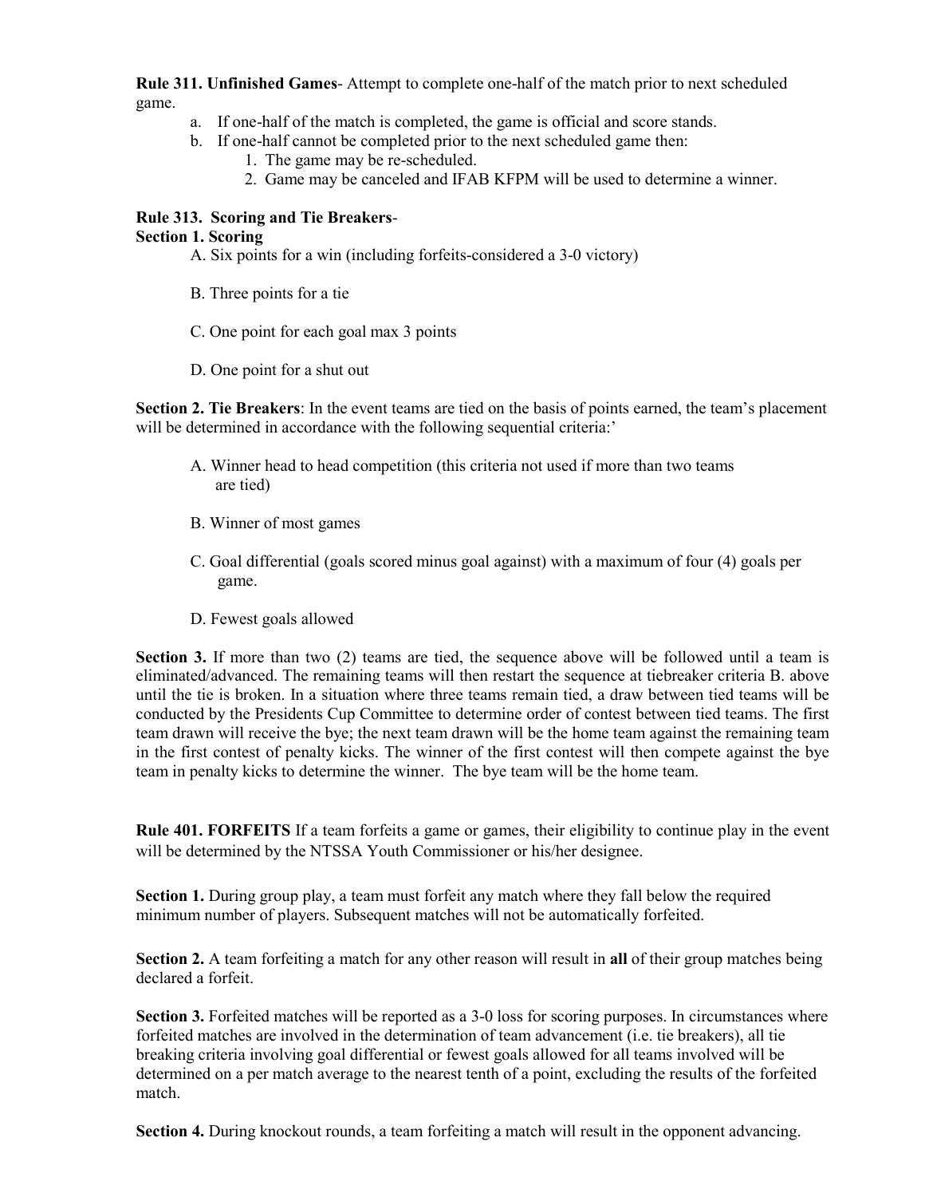**Rule 311. Unfinished Games**- Attempt to complete one-half of the match prior to next scheduled game.

a. If one-half of the match is completed, the game is official and score stands.
b. If one-half cannot be completed prior to the next scheduled game then:
    1. The game may be re-scheduled.
    2. Game may be canceled and IFAB KFPM will be used to determine a winner.

**Rule 313. Scoring and Tie Breakers**-

**Section 1. Scoring**

A. Six points for a win (including forfeits-considered a 3-0 victory)

B. Three points for a tie

C. One point for each goal max 3 points

D. One point for a shut out

**Section 2. Tie Breakers**: In the event teams are tied on the basis of points earned, the team's placement will be determined in accordance with the following sequential criteria:'

A. Winner head to head competition (this criteria not used if more than two teams are tied)

B. Winner of most games

C. Goal differential (goals scored minus goal against) with a maximum of four (4) goals per game.

D. Fewest goals allowed

**Section 3.** If more than two (2) teams are tied, the sequence above will be followed until a team is eliminated/advanced. The remaining teams will then restart the sequence at tiebreaker criteria B. above until the tie is broken. In a situation where three teams remain tied, a draw between tied teams will be conducted by the Presidents Cup Committee to determine order of contest between tied teams. The first team drawn will receive the bye; the next team drawn will be the home team against the remaining team in the first contest of penalty kicks. The winner of the first contest will then compete against the bye team in penalty kicks to determine the winner. The bye team will be the home team.

**Rule 401. FORFEITS** If a team forfeits a game or games, their eligibility to continue play in the event will be determined by the NTSSA Youth Commissioner or his/her designee.

**Section 1.** During group play, a team must forfeit any match where they fall below the required minimum number of players. Subsequent matches will not be automatically forfeited.

**Section 2.** A team forfeiting a match for any other reason will result in **all** of their group matches being declared a forfeit.

**Section 3.** Forfeited matches will be reported as a 3-0 loss for scoring purposes. In circumstances where forfeited matches are involved in the determination of team advancement (i.e. tie breakers), all tie breaking criteria involving goal differential or fewest goals allowed for all teams involved will be determined on a per match average to the nearest tenth of a point, excluding the results of the forfeited match.

**Section 4.** During knockout rounds, a team forfeiting a match will result in the opponent advancing.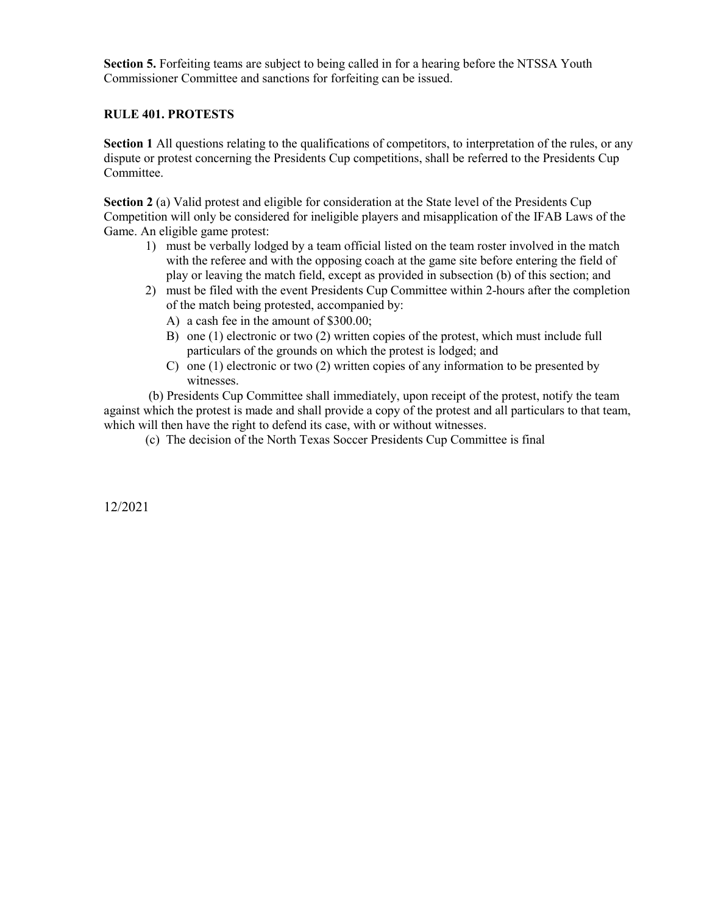**Section 5.** Forfeiting teams are subject to being called in for a hearing before the NTSSA Youth Commissioner Committee and sanctions for forfeiting can be issued.

### RULE 401. PROTESTS

**Section 1** All questions relating to the qualifications of competitors, to interpretation of the rules, or any dispute or protest concerning the Presidents Cup competitions, shall be referred to the Presidents Cup Committee.

**Section 2** (a) Valid protest and eligible for consideration at the State level of the Presidents Cup Competition will only be considered for ineligible players and misapplication of the IFAB Laws of the Game. An eligible game protest:

1) must be verbally lodged by a team official listed on the team roster involved in the match with the referee and with the opposing coach at the game site before entering the field of play or leaving the match field, except as provided in subsection (b) of this section; and
2) must be filed with the event Presidents Cup Committee within 2-hours after the completion of the match being protested, accompanied by:
   A) a cash fee in the amount of $300.00;
   B) one (1) electronic or two (2) written copies of the protest, which must include full particulars of the grounds on which the protest is lodged; and
   C) one (1) electronic or two (2) written copies of any information to be presented by witnesses.

(b) Presidents Cup Committee shall immediately, upon receipt of the protest, notify the team against which the protest is made and shall provide a copy of the protest and all particulars to that team, which will then have the right to defend its case, with or without witnesses.

(c) The decision of the North Texas Soccer Presidents Cup Committee is final

12/2021